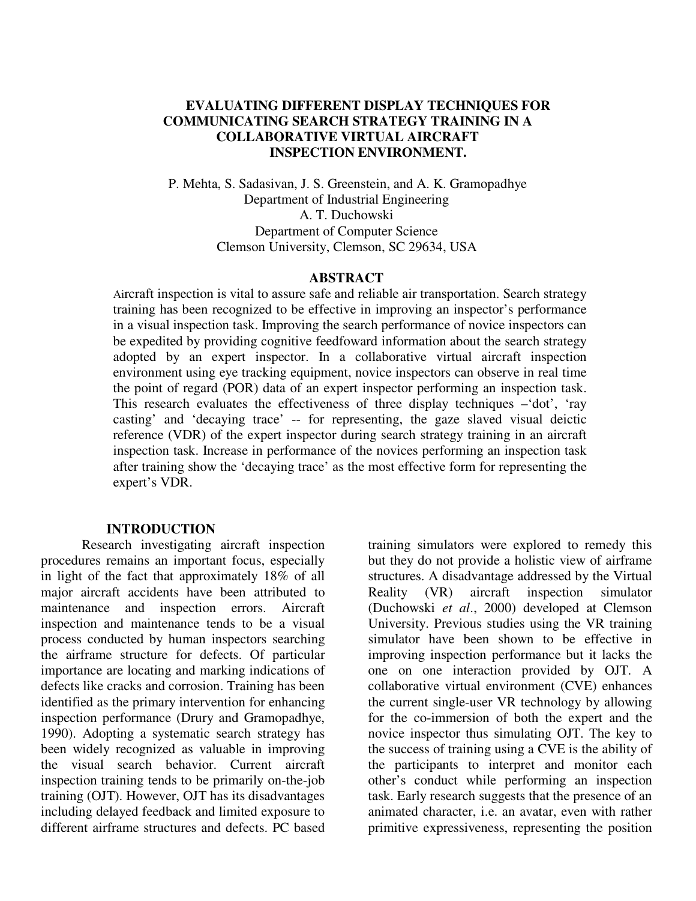# EVALUATING DIFFERENT DISPLAY TECHNIQUES FOR COMMUNICATING SEARCH STRATEGY TRAINING IN A COLLABORATIVE VIRTUAL AIRCRAFT INSPECTION ENVIRONMENT.

P. Mehta, S. Sadasivan, J. S. Greenstein, and A. K. Gramopadhye
Department of Industrial Engineering
A. T. Duchowski
Department of Computer Science
Clemson University, Clemson, SC 29634, USA

## ABSTRACT

Aircraft inspection is vital to assure safe and reliable air transportation. Search strategy training has been recognized to be effective in improving an inspector's performance in a visual inspection task. Improving the search performance of novice inspectors can be expedited by providing cognitive feedfoward information about the search strategy adopted by an expert inspector. In a collaborative virtual aircraft inspection environment using eye tracking equipment, novice inspectors can observe in real time the point of regard (POR) data of an expert inspector performing an inspection task. This research evaluates the effectiveness of three display techniques –'dot', 'ray casting' and 'decaying trace' -- for representing, the gaze slaved visual deictic reference (VDR) of the expert inspector during search strategy training in an aircraft inspection task. Increase in performance of the novices performing an inspection task after training show the 'decaying trace' as the most effective form for representing the expert's VDR.

## INTRODUCTION

Research investigating aircraft inspection procedures remains an important focus, especially in light of the fact that approximately 18% of all major aircraft accidents have been attributed to maintenance and inspection errors. Aircraft inspection and maintenance tends to be a visual process conducted by human inspectors searching the airframe structure for defects. Of particular importance are locating and marking indications of defects like cracks and corrosion. Training has been identified as the primary intervention for enhancing inspection performance (Drury and Gramopadhye, 1990). Adopting a systematic search strategy has been widely recognized as valuable in improving the visual search behavior. Current aircraft inspection training tends to be primarily on-the-job training (OJT). However, OJT has its disadvantages including delayed feedback and limited exposure to different airframe structures and defects. PC based training simulators were explored to remedy this but they do not provide a holistic view of airframe structures. A disadvantage addressed by the Virtual Reality (VR) aircraft inspection simulator (Duchowski *et al*., 2000) developed at Clemson University. Previous studies using the VR training simulator have been shown to be effective in improving inspection performance but it lacks the one on one interaction provided by OJT. A collaborative virtual environment (CVE) enhances the current single-user VR technology by allowing for the co-immersion of both the expert and the novice inspector thus simulating OJT. The key to the success of training using a CVE is the ability of the participants to interpret and monitor each other's conduct while performing an inspection task. Early research suggests that the presence of an animated character, i.e. an avatar, even with rather primitive expressiveness, representing the position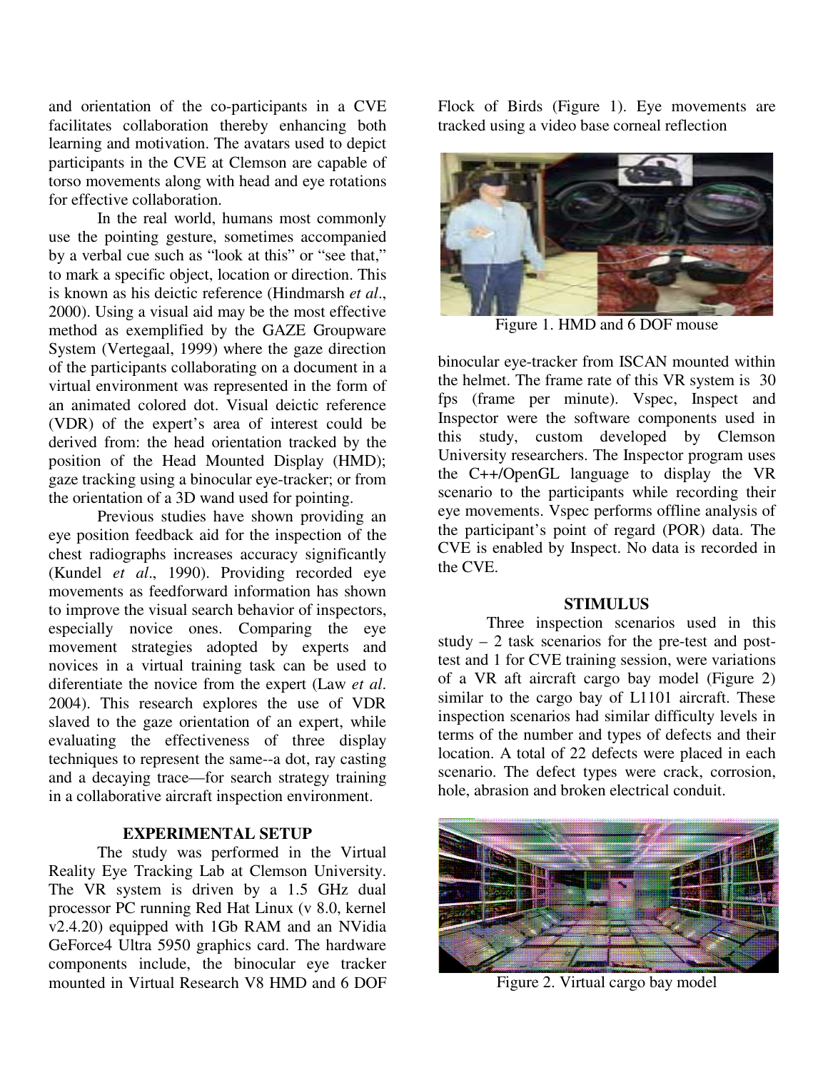and orientation of the co-participants in a CVE facilitates collaboration thereby enhancing both learning and motivation. The avatars used to depict participants in the CVE at Clemson are capable of torso movements along with head and eye rotations for effective collaboration.

In the real world, humans most commonly use the pointing gesture, sometimes accompanied by a verbal cue such as "look at this" or "see that," to mark a specific object, location or direction. This is known as his deictic reference (Hindmarsh *et al*., 2000). Using a visual aid may be the most effective method as exemplified by the GAZE Groupware System (Vertegaal, 1999) where the gaze direction of the participants collaborating on a document in a virtual environment was represented in the form of an animated colored dot. Visual deictic reference (VDR) of the expert's area of interest could be derived from: the head orientation tracked by the position of the Head Mounted Display (HMD); gaze tracking using a binocular eye-tracker; or from the orientation of a 3D wand used for pointing.

Previous studies have shown providing an eye position feedback aid for the inspection of the chest radiographs increases accuracy significantly (Kundel *et al*., 1990). Providing recorded eye movements as feedforward information has shown to improve the visual search behavior of inspectors, especially novice ones. Comparing the eye movement strategies adopted by experts and novices in a virtual training task can be used to diferentiate the novice from the expert (Law *et al*. 2004). This research explores the use of VDR slaved to the gaze orientation of an expert, while evaluating the effectiveness of three display techniques to represent the same--a dot, ray casting and a decaying trace—for search strategy training in a collaborative aircraft inspection environment.

## EXPERIMENTAL SETUP

The study was performed in the Virtual Reality Eye Tracking Lab at Clemson University. The VR system is driven by a 1.5 GHz dual processor PC running Red Hat Linux (v 8.0, kernel v2.4.20) equipped with 1Gb RAM and an NVidia GeForce4 Ultra 5950 graphics card. The hardware components include, the binocular eye tracker mounted in Virtual Research V8 HMD and 6 DOF Flock of Birds (Figure 1). Eye movements are tracked using a video base corneal reflection

Figure 1. HMD and 6 DOF mouse

binocular eye-tracker from ISCAN mounted within the helmet. The frame rate of this VR system is 30 fps (frame per minute). Vspec, Inspect and Inspector were the software components used in this study, custom developed by Clemson University researchers. The Inspector program uses the C++/OpenGL language to display the VR scenario to the participants while recording their eye movements. Vspec performs offline analysis of the participant's point of regard (POR) data. The CVE is enabled by Inspect. No data is recorded in the CVE.

## STIMULUS

Three inspection scenarios used in this study – 2 task scenarios for the pre-test and post-test and 1 for CVE training session, were variations of a VR aft aircraft cargo bay model (Figure 2) similar to the cargo bay of L1101 aircraft. These inspection scenarios had similar difficulty levels in terms of the number and types of defects and their location. A total of 22 defects were placed in each scenario. The defect types were crack, corrosion, hole, abrasion and broken electrical conduit.

Figure 2. Virtual cargo bay model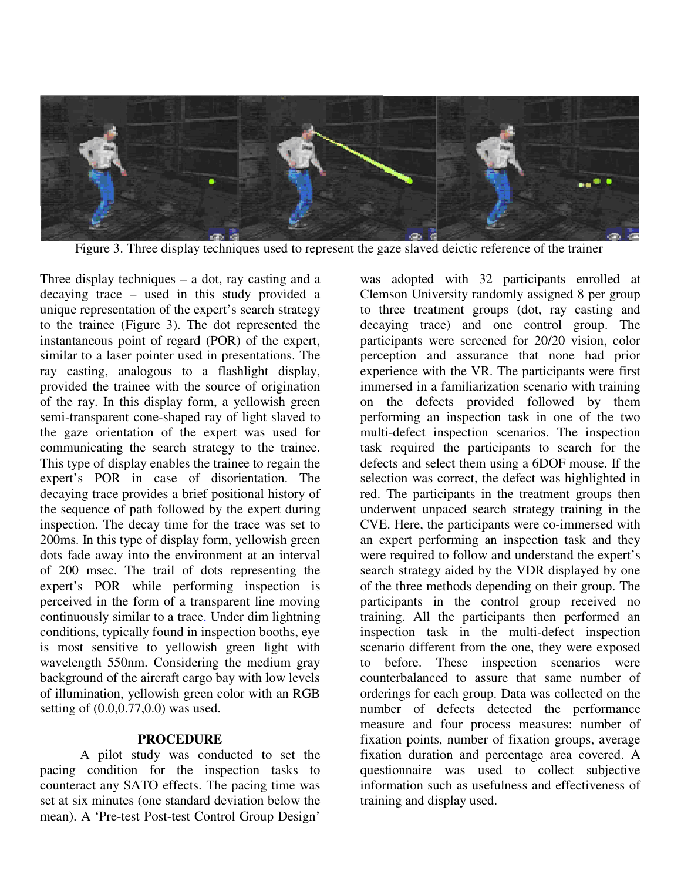Figure 3. Three display techniques used to represent the gaze slaved deictic reference of the trainer

Three display techniques – a dot, ray casting and a decaying trace – used in this study provided a unique representation of the expert's search strategy to the trainee (Figure 3). The dot represented the instantaneous point of regard (POR) of the expert, similar to a laser pointer used in presentations. The ray casting, analogous to a flashlight display, provided the trainee with the source of origination of the ray. In this display form, a yellowish green semi-transparent cone-shaped ray of light slaved to the gaze orientation of the expert was used for communicating the search strategy to the trainee. This type of display enables the trainee to regain the expert's POR in case of disorientation. The decaying trace provides a brief positional history of the sequence of path followed by the expert during inspection. The decay time for the trace was set to 200ms. In this type of display form, yellowish green dots fade away into the environment at an interval of 200 msec. The trail of dots representing the expert's POR while performing inspection is perceived in the form of a transparent line moving continuously similar to a trace. Under dim lightning conditions, typically found in inspection booths, eye is most sensitive to yellowish green light with wavelength 550nm. Considering the medium gray background of the aircraft cargo bay with low levels of illumination, yellowish green color with an RGB setting of (0.0,0.77,0.0) was used.

## PROCEDURE

A pilot study was conducted to set the pacing condition for the inspection tasks to counteract any SATO effects. The pacing time was set at six minutes (one standard deviation below the mean). A 'Pre-test Post-test Control Group Design' was adopted with 32 participants enrolled at Clemson University randomly assigned 8 per group to three treatment groups (dot, ray casting and decaying trace) and one control group. The participants were screened for 20/20 vision, color perception and assurance that none had prior experience with the VR. The participants were first immersed in a familiarization scenario with training on the defects provided followed by them performing an inspection task in one of the two multi-defect inspection scenarios. The inspection task required the participants to search for the defects and select them using a 6DOF mouse. If the selection was correct, the defect was highlighted in red. The participants in the treatment groups then underwent unpaced search strategy training in the CVE. Here, the participants were co-immersed with an expert performing an inspection task and they were required to follow and understand the expert's search strategy aided by the VDR displayed by one of the three methods depending on their group. The participants in the control group received no training. All the participants then performed an inspection task in the multi-defect inspection scenario different from the one, they were exposed to before. These inspection scenarios were counterbalanced to assure that same number of orderings for each group. Data was collected on the number of defects detected the performance measure and four process measures: number of fixation points, number of fixation groups, average fixation duration and percentage area covered. A questionnaire was used to collect subjective information such as usefulness and effectiveness of training and display used.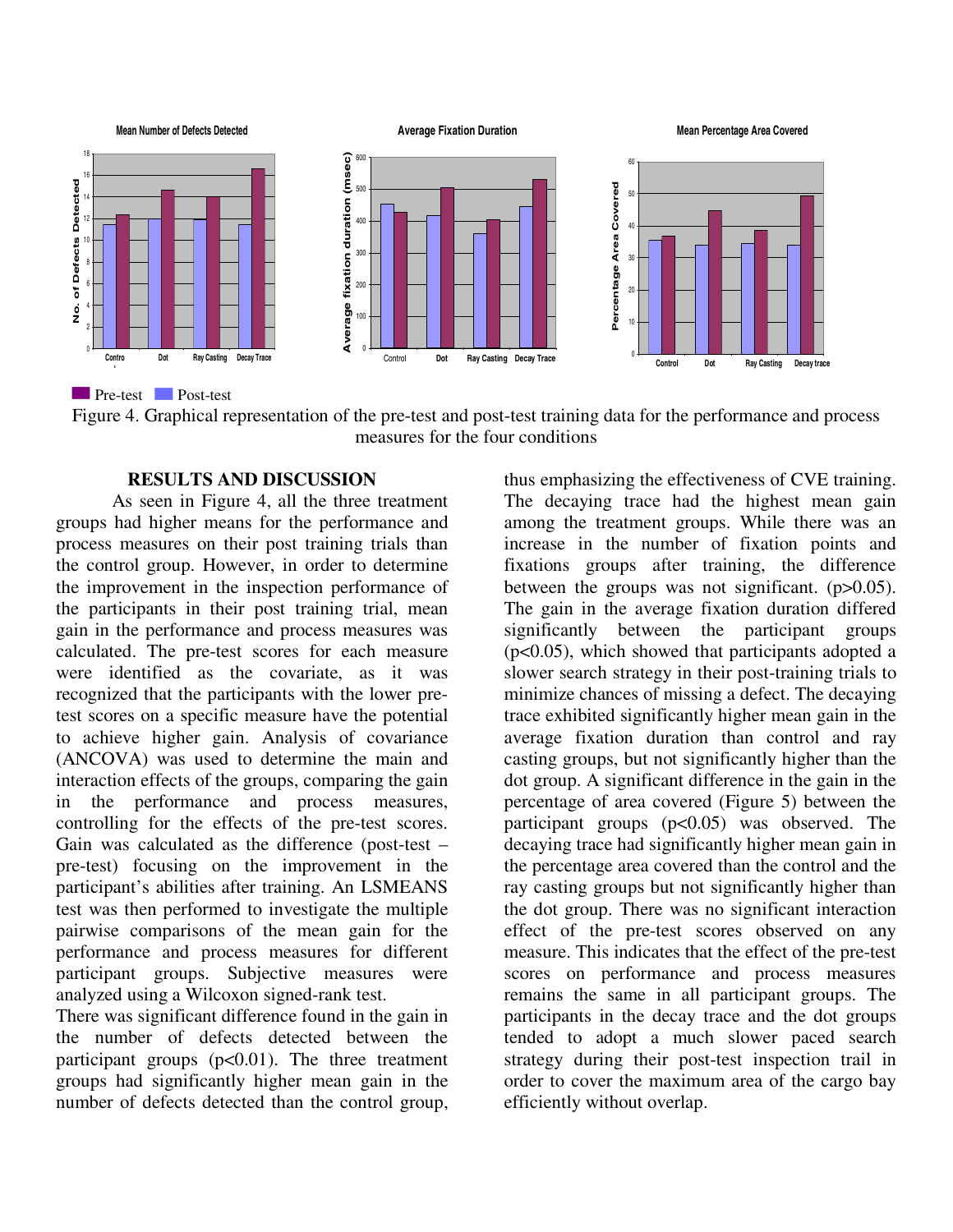Pre-test Post-test

Figure 4. Graphical representation of the pre-test and post-test training data for the performance and process measures for the four conditions

## RESULTS AND DISCUSSION

As seen in Figure 4, all the three treatment groups had higher means for the performance and process measures on their post training trials than the control group. However, in order to determine the improvement in the inspection performance of the participants in their post training trial, mean gain in the performance and process measures was calculated. The pre-test scores for each measure were identified as the covariate, as it was recognized that the participants with the lower pre-test scores on a specific measure have the potential to achieve higher gain. Analysis of covariance (ANCOVA) was used to determine the main and interaction effects of the groups, comparing the gain in the performance and process measures, controlling for the effects of the pre-test scores. Gain was calculated as the difference (post-test – pre-test) focusing on the improvement in the participant's abilities after training. An LSMEANS test was then performed to investigate the multiple pairwise comparisons of the mean gain for the performance and process measures for different participant groups. Subjective measures were analyzed using a Wilcoxon signed-rank test.

There was significant difference found in the gain in the number of defects detected between the participant groups ($p<0.01$). The three treatment groups had significantly higher mean gain in the number of defects detected than the control group, thus emphasizing the effectiveness of CVE training. The decaying trace had the highest mean gain among the treatment groups. While there was an increase in the number of fixation points and fixations groups after training, the difference between the groups was not significant. ($p>0.05$). The gain in the average fixation duration differed significantly between the participant groups ($p<0.05$), which showed that participants adopted a slower search strategy in their post-training trials to minimize chances of missing a defect. The decaying trace exhibited significantly higher mean gain in the average fixation duration than control and ray casting groups, but not significantly higher than the dot group. A significant difference in the gain in the percentage of area covered (Figure 5) between the participant groups ($p<0.05$) was observed. The decaying trace had significantly higher mean gain in the percentage area covered than the control and the ray casting groups but not significantly higher than the dot group. There was no significant interaction effect of the pre-test scores observed on any measure. This indicates that the effect of the pre-test scores on performance and process measures remains the same in all participant groups. The participants in the decay trace and the dot groups tended to adopt a much slower paced search strategy during their post-test inspection trail in order to cover the maximum area of the cargo bay efficiently without overlap.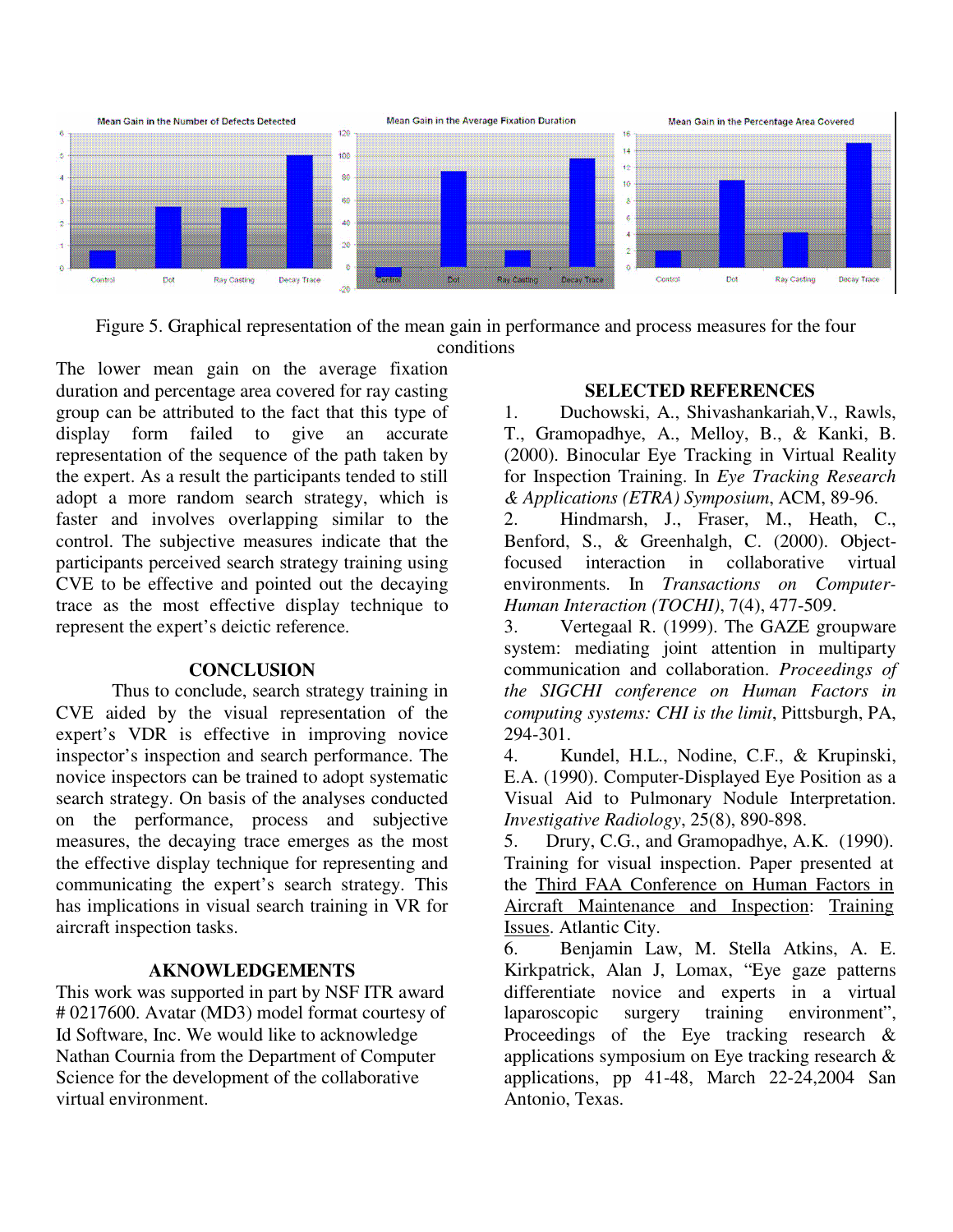Mean Gain in the Number of Defects Detected

6
5
4
3
2
1
0

Control
Dot
Ray Casting
Decay Trace

Mean Gain in the Average Fixation Duration

120
100
80
60
40
20
0
-20

Control
Dot
Ray Casting
Decay Trace

Mean Gain in the Percentage Area Covered

16
14
12
10
8
6
4
2
0

Control
Dot
Ray Casting
Decay Trace

Figure 5. Graphical representation of the mean gain in performance and process measures for the four conditions

The lower mean gain on the average fixation duration and percentage area covered for ray casting group can be attributed to the fact that this type of display form failed to give an accurate representation of the sequence of the path taken by the expert. As a result the participants tended to still adopt a more random search strategy, which is faster and involves overlapping similar to the control. The subjective measures indicate that the participants perceived search strategy training using CVE to be effective and pointed out the decaying trace as the most effective display technique to represent the expert's deictic reference.

## CONCLUSION

Thus to conclude, search strategy training in CVE aided by the visual representation of the expert's VDR is effective in improving novice inspector's inspection and search performance. The novice inspectors can be trained to adopt systematic search strategy. On basis of the analyses conducted on the performance, process and subjective measures, the decaying trace emerges as the most the effective display technique for representing and communicating the expert's search strategy. This has implications in visual search training in VR for aircraft inspection tasks.

## AKNOWLEDGEMENTS

This work was supported in part by NSF ITR award # 0217600. Avatar (MD3) model format courtesy of Id Software, Inc. We would like to acknowledge Nathan Cournia from the Department of Computer Science for the development of the collaborative virtual environment.

## SELECTED REFERENCES

1. Duchowski, A., Shivashankariah,V., Rawls, T., Gramopadhye, A., Melloy, B., & Kanki, B. (2000). Binocular Eye Tracking in Virtual Reality for Inspection Training. In *Eye Tracking Research & Applications (ETRA) Symposium*, ACM, 89-96.
2. Hindmarsh, J., Fraser, M., Heath, C., Benford, S., & Greenhalgh, C. (2000). Object-focused interaction in collaborative virtual environments. In *Transactions on Computer-Human Interaction (TOCHI)*, 7(4), 477-509.
3. Vertegaal R. (1999). The GAZE groupware system: mediating joint attention in multiparty communication and collaboration. *Proceedings of the SIGCHI conference on Human Factors in computing systems: CHI is the limit*, Pittsburgh, PA, 294-301.
4. Kundel, H.L., Nodine, C.F., & Krupinski, E.A. (1990). Computer-Displayed Eye Position as a Visual Aid to Pulmonary Nodule Interpretation. *Investigative Radiology*, 25(8), 890-898.
5. Drury, C.G., and Gramopadhye, A.K. (1990). Training for visual inspection. Paper presented at the Third FAA Conference on Human Factors in Aircraft Maintenance and Inspection: Training Issues. Atlantic City.
6. Benjamin Law, M. Stella Atkins, A. E. Kirkpatrick, Alan J, Lomax, "Eye gaze patterns differentiate novice and experts in a virtual laparoscopic surgery training environment", Proceedings of the Eye tracking research & applications symposium on Eye tracking research & applications, pp 41-48, March 22-24,2004 San Antonio, Texas.